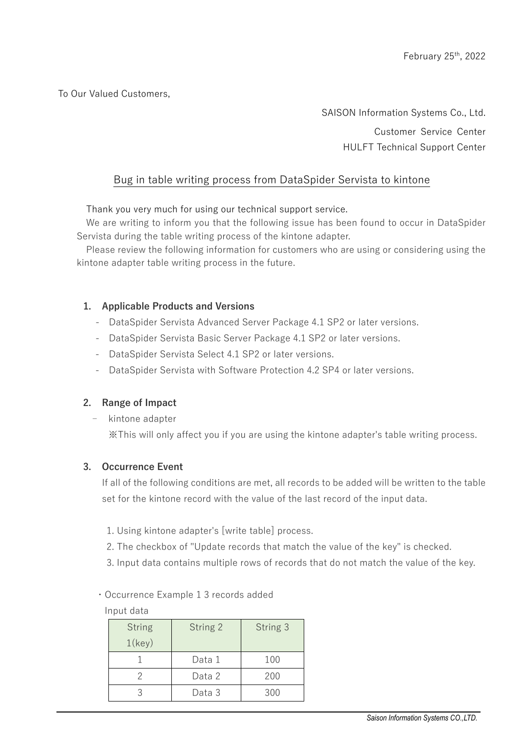February 25th, 2022

To Our Valued Customers,

SAISON Information Systems Co., Ltd.

Customer Service Center

HULFT Technical Support Center

# Bug in table writing process from DataSpider Servista to kintone

Thank you very much for using our technical support service.

We are writing to inform you that the following issue has been found to occur in DataSpider Servista during the table writing process of the kintone adapter.

Please review the following information for customers who are using or considering using the kintone adapter table writing process in the future.

## 1. Applicable Products and Versions

- DataSpider Servista Advanced Server Package 4.1 SP2 or later versions.
- DataSpider Servista Basic Server Package 4.1 SP2 or later versions.
- DataSpider Servista Select 4.1 SP2 or later versions.
- DataSpider Servista with Software Protection 4.2 SP4 or later versions.

## 2. Range of Impact

- kintone adapter

  ※This will only affect you if you are using the kintone adapter's table writing process.

## 3. Occurrence Event

If all of the following conditions are met, all records to be added will be written to the table set for the kintone record with the value of the last record of the input data.

1. Using kintone adapter's [write table] process.
2. The checkbox of "Update records that match the value of the key" is checked.
3. Input data contains multiple rows of records that do not match the value of the key.

・Occurrence Example 1 3 records added

Input data

| String 1(key) | String 2 | String 3 |
|---|---|---|
| 1 | Data 1 | 100 |
| 2 | Data 2 | 200 |
| 3 | Data 3 | 300 |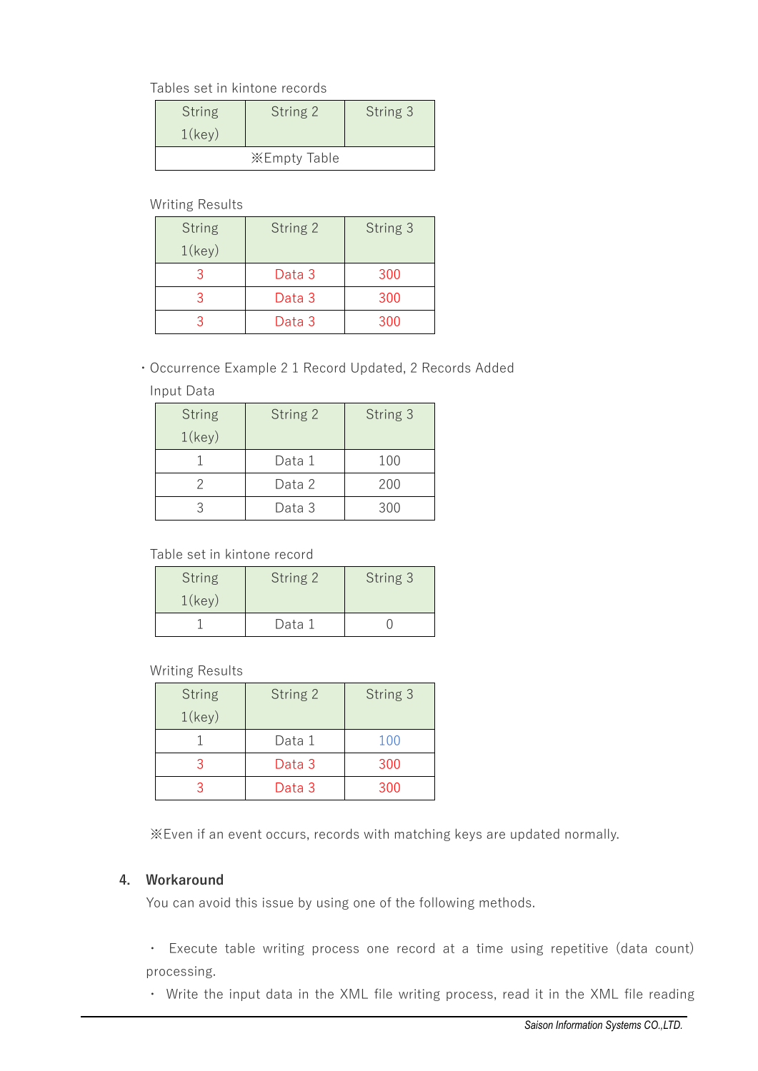Tables set in kintone records

| String 1(key) | String 2 | String 3 |
|---|---|---|
| ※Empty Table | | |

Writing Results

| String 1(key) | String 2 | String 3 |
|---|---|---|
| 3 | Data 3 | 300 |
| 3 | Data 3 | 300 |
| 3 | Data 3 | 300 |

・Occurrence Example 2 1 Record Updated, 2 Records Added

Input Data

| String 1(key) | String 2 | String 3 |
|---|---|---|
| 1 | Data 1 | 100 |
| 2 | Data 2 | 200 |
| 3 | Data 3 | 300 |

Table set in kintone record

| String 1(key) | String 2 | String 3 |
|---|---|---|
| 1 | Data 1 | 0 |

Writing Results

| String 1(key) | String 2 | String 3 |
|---|---|---|
| 1 | Data 1 | 100 |
| 3 | Data 3 | 300 |
| 3 | Data 3 | 300 |

※Even if an event occurs, records with matching keys are updated normally.

## 4. Workaround

You can avoid this issue by using one of the following methods.

・ Execute table writing process one record at a time using repetitive (data count) processing.

・ Write the input data in the XML file writing process, read it in the XML file reading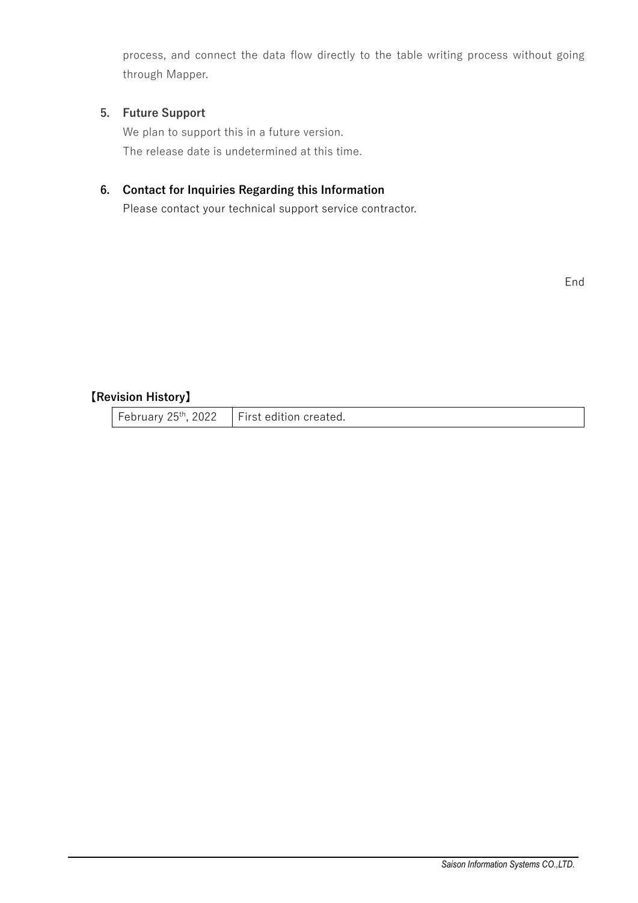process, and connect the data flow directly to the table writing process without going through Mapper.

## 5. Future Support

We plan to support this in a future version.
The release date is undetermined at this time.

## 6. Contact for Inquiries Regarding this Information

Please contact your technical support service contractor.

End

**【Revision History】**

| | |
|---|---|
| February 25th, 2022 | First edition created. |